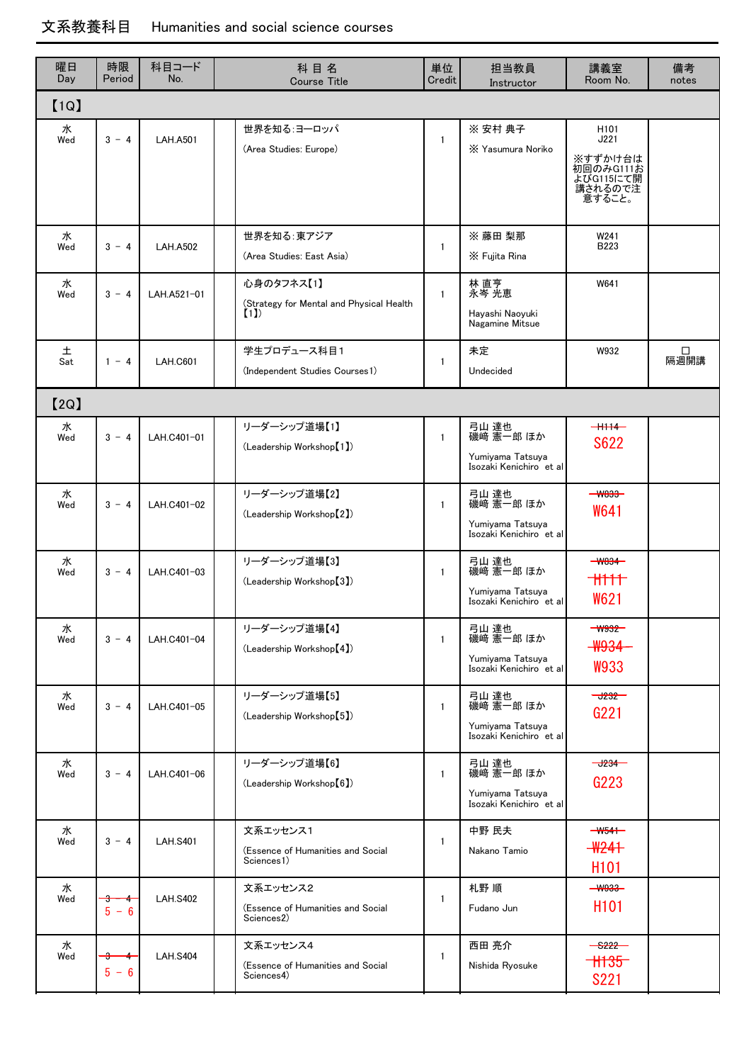# 文系教養科目　Humanities and social science courses

| 曜日 Day | 時限 Period | 科目コード No. | 科 目 名 Course Title | 単位 Credit | 担当教員 Instructor | 講義室 Room No. | 備考 notes |
|---|---|---|---|---|---|---|---|
| 【1Q】 | | | | | | | |
| 水 Wed | 3 － 4 | LAH.A501 | 世界を知る:ヨーロッパ (Area Studies: Europe) | 1 | ※ 安村 典子 ※ Yasumura Noriko | H101 J221 ※すずかけ台は初回のみG111およびG115にて開講されるので注意すること。 | |
| 水 Wed | 3 － 4 | LAH.A502 | 世界を知る:東アジア (Area Studies: East Asia) | 1 | ※ 藤田 梨那 ※ Fujita Rina | W241 B223 | |
| 水 Wed | 3 － 4 | LAH.A521-01 | 心身のタフネス【1】 (Strategy for Mental and Physical Health【1】) | 1 | 林 直亨 永岑 光恵 Hayashi Naoyuki Nagamine Mitsue | W641 | |
| 土 Sat | 1 － 4 | LAH.C601 | 学生プロデュース科目1 (Independent Studies Courses1) | 1 | 未定 Undecided | W932 | □ 隔週開講 |
| 【2Q】 | | | | | | | |
| 水 Wed | 3 － 4 | LAH.C401-01 | リーダーシップ道場【1】 (Leadership Workshop【1】) | 1 | 弓山 達也 磯崎 憲一郎 ほか Yumiyama Tatsuya Isozaki Kenichiro et al | ~~H114~~ S622 | |
| 水 Wed | 3 － 4 | LAH.C401-02 | リーダーシップ道場【2】 (Leadership Workshop【2】) | 1 | 弓山 達也 磯崎 憲一郎 ほか Yumiyama Tatsuya Isozaki Kenichiro et al | ~~W833~~ W641 | |
| 水 Wed | 3 － 4 | LAH.C401-03 | リーダーシップ道場【3】 (Leadership Workshop【3】) | 1 | 弓山 達也 磯崎 憲一郎 ほか Yumiyama Tatsuya Isozaki Kenichiro et al | ~~W834~~ ~~H111~~ W621 | |
| 水 Wed | 3 － 4 | LAH.C401-04 | リーダーシップ道場【4】 (Leadership Workshop【4】) | 1 | 弓山 達也 磯崎 憲一郎 ほか Yumiyama Tatsuya Isozaki Kenichiro et al | ~~W932~~ ~~W934~~ W933 | |
| 水 Wed | 3 － 4 | LAH.C401-05 | リーダーシップ道場【5】 (Leadership Workshop【5】) | 1 | 弓山 達也 磯崎 憲一郎 ほか Yumiyama Tatsuya Isozaki Kenichiro et al | ~~J232~~ G221 | |
| 水 Wed | 3 － 4 | LAH.C401-06 | リーダーシップ道場【6】 (Leadership Workshop【6】) | 1 | 弓山 達也 磯崎 憲一郎 ほか Yumiyama Tatsuya Isozaki Kenichiro et al | ~~J234~~ G223 | |
| 水 Wed | 3 － 4 | LAH.S401 | 文系エッセンス1 (Essence of Humanities and Social Sciences1) | 1 | 中野 民夫 Nakano Tamio | ~~W541~~ ~~W241~~ H101 | |
| 水 Wed | ~~3 － 4~~ 5 － 6 | LAH.S402 | 文系エッセンス2 (Essence of Humanities and Social Sciences2) | 1 | 札野 順 Fudano Jun | ~~W833~~ H101 | |
| 水 Wed | ~~3 － 4~~ 5 － 6 | LAH.S404 | 文系エッセンス4 (Essence of Humanities and Social Sciences4) | 1 | 西田 亮介 Nishida Ryosuke | ~~S222~~ ~~H135~~ S221 | |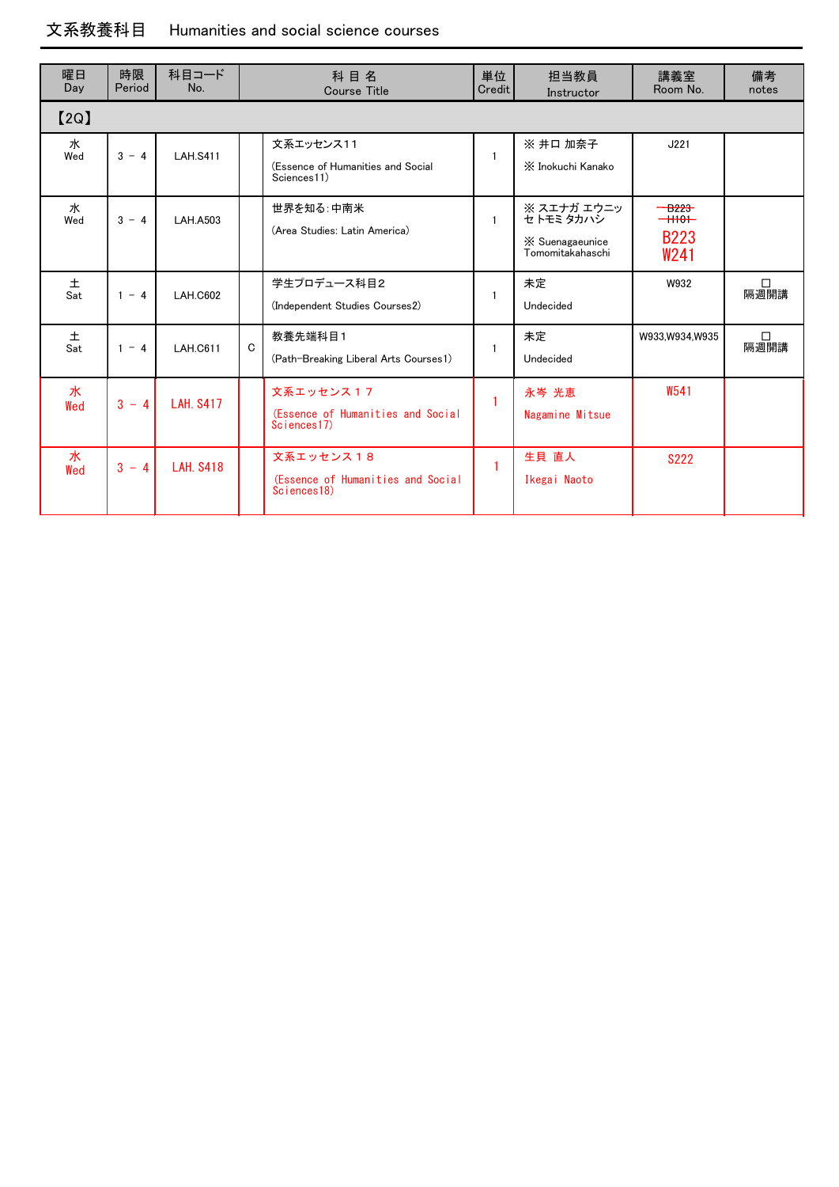# 文系教養科目　Humanities and social science courses

| 曜日 Day | 時限 Period | 科目コード No. | | 科 目 名 Course Title | 単位 Credit | 担当教員 Instructor | 講義室 Room No. | 備考 notes |
|---|---|---|---|---|---|---|---|---|
| 【2Q】 | | | | | | | | |
| 水 Wed | 3 － 4 | LAH.S411 | | 文系エッセンス11 (Essence of Humanities and Social Sciences11) | 1 | ※ 井口 加奈子 ※ Inokuchi Kanako | J221 | |
| 水 Wed | 3 － 4 | LAH.A503 | | 世界を知る：中南米 (Area Studies: Latin America) | 1 | ※ スエナガ エウニッセトモミ タカハシ ※ Suenagaeunice Tomomitakahaschi | ~~B223~~ ~~H101~~ B223 W241 | |
| 土 Sat | 1 － 4 | LAH.C602 | | 学生プロデュース科目2 (Independent Studies Courses2) | 1 | 未定 Undecided | W932 | □ 隔週開講 |
| 土 Sat | 1 － 4 | LAH.C611 | C | 教養先端科目1 (Path-Breaking Liberal Arts Courses1) | 1 | 未定 Undecided | W933,W934,W935 | □ 隔週開講 |
| 水 Wed | 3 － 4 | LAH.S417 | | 文系エッセンス１７ (Essence of Humanities and Social Sciences17) | 1 | 永岑 光恵 Nagamine Mitsue | W541 | |
| 水 Wed | 3 － 4 | LAH.S418 | | 文系エッセンス１８ (Essence of Humanities and Social Sciences18) | 1 | 生貝 直人 Ikegai Naoto | S222 | |